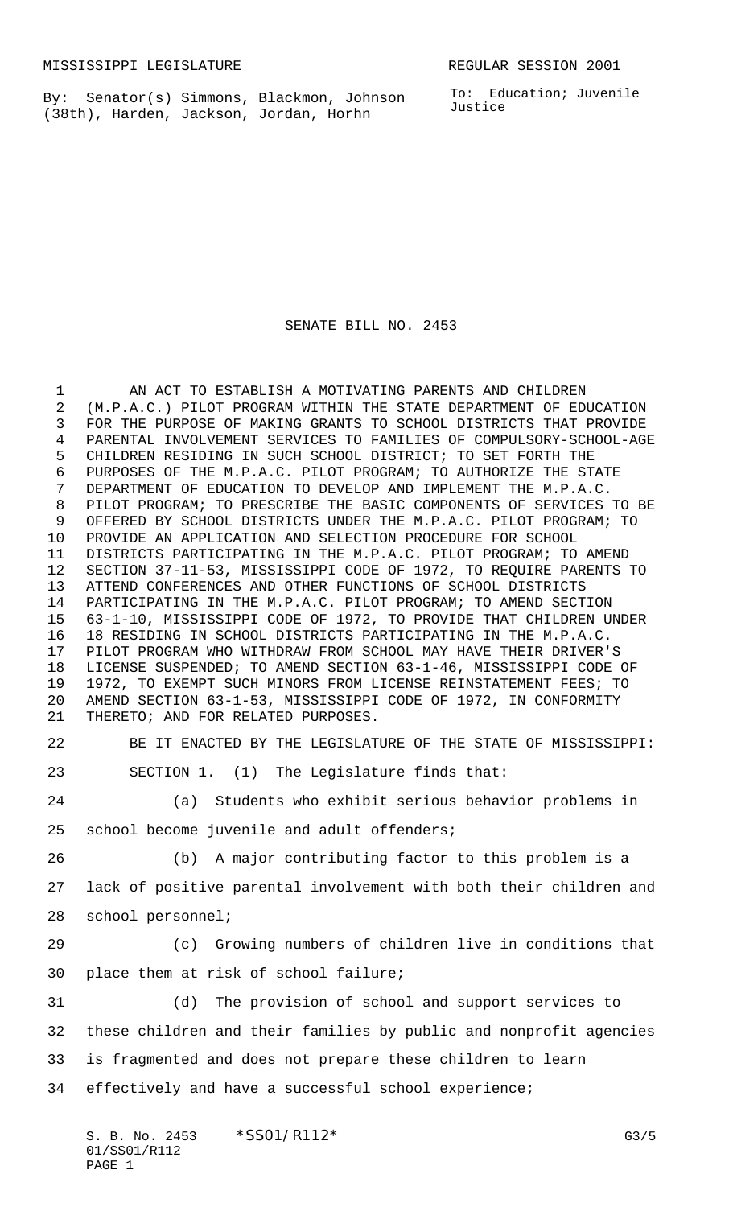MISSISSIPPI LEGISLATURE REGULAR SESSION 2001

By: Senator(s) Simmons, Blackmon, Johnson (38th), Harden, Jackson, Jordan, Horhn

To: Education; Juvenile Justice

# SENATE BILL NO. 2453

AN ACT TO ESTABLISH A MOTIVATING PARENTS AND CHILDREN (M.P.A.C.) PILOT PROGRAM WITHIN THE STATE DEPARTMENT OF EDUCATION FOR THE PURPOSE OF MAKING GRANTS TO SCHOOL DISTRICTS THAT PROVIDE PARENTAL INVOLVEMENT SERVICES TO FAMILIES OF COMPULSORY-SCHOOL-AGE CHILDREN RESIDING IN SUCH SCHOOL DISTRICT; TO SET FORTH THE PURPOSES OF THE M.P.A.C. PILOT PROGRAM; TO AUTHORIZE THE STATE DEPARTMENT OF EDUCATION TO DEVELOP AND IMPLEMENT THE M.P.A.C. PILOT PROGRAM; TO PRESCRIBE THE BASIC COMPONENTS OF SERVICES TO BE OFFERED BY SCHOOL DISTRICTS UNDER THE M.P.A.C. PILOT PROGRAM; TO PROVIDE AN APPLICATION AND SELECTION PROCEDURE FOR SCHOOL DISTRICTS PARTICIPATING IN THE M.P.A.C. PILOT PROGRAM; TO AMEND SECTION 37-11-53, MISSISSIPPI CODE OF 1972, TO REQUIRE PARENTS TO ATTEND CONFERENCES AND OTHER FUNCTIONS OF SCHOOL DISTRICTS PARTICIPATING IN THE M.P.A.C. PILOT PROGRAM; TO AMEND SECTION 63-1-10, MISSISSIPPI CODE OF 1972, TO PROVIDE THAT CHILDREN UNDER 18 RESIDING IN SCHOOL DISTRICTS PARTICIPATING IN THE M.P.A.C. PILOT PROGRAM WHO WITHDRAW FROM SCHOOL MAY HAVE THEIR DRIVER'S LICENSE SUSPENDED; TO AMEND SECTION 63-1-46, MISSISSIPPI CODE OF 1972, TO EXEMPT SUCH MINORS FROM LICENSE REINSTATEMENT FEES; TO AMEND SECTION 63-1-53, MISSISSIPPI CODE OF 1972, IN CONFORMITY THERETO; AND FOR RELATED PURPOSES.

BE IT ENACTED BY THE LEGISLATURE OF THE STATE OF MISSISSIPPI:

SECTION 1. (1) The Legislature finds that:

(a) Students who exhibit serious behavior problems in school become juvenile and adult offenders;

(b) A major contributing factor to this problem is a lack of positive parental involvement with both their children and school personnel;

(c) Growing numbers of children live in conditions that place them at risk of school failure;

(d) The provision of school and support services to these children and their families by public and nonprofit agencies is fragmented and does not prepare these children to learn effectively and have a successful school experience;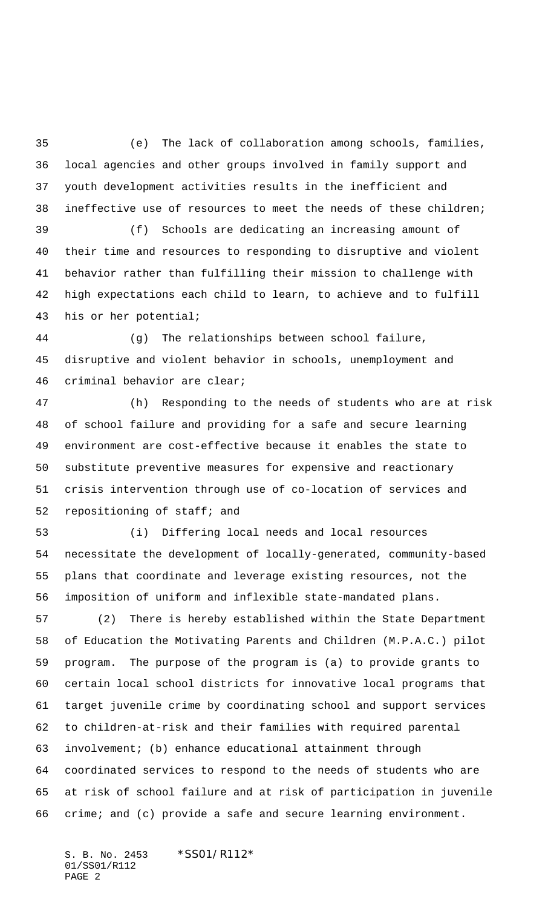(e) The lack of collaboration among schools, families, local agencies and other groups involved in family support and youth development activities results in the inefficient and ineffective use of resources to meet the needs of these children;

(f) Schools are dedicating an increasing amount of their time and resources to responding to disruptive and violent behavior rather than fulfilling their mission to challenge with high expectations each child to learn, to achieve and to fulfill his or her potential;

(g) The relationships between school failure, disruptive and violent behavior in schools, unemployment and criminal behavior are clear;

(h) Responding to the needs of students who are at risk of school failure and providing for a safe and secure learning environment are cost-effective because it enables the state to substitute preventive measures for expensive and reactionary crisis intervention through use of co-location of services and repositioning of staff; and

(i) Differing local needs and local resources necessitate the development of locally-generated, community-based plans that coordinate and leverage existing resources, not the imposition of uniform and inflexible state-mandated plans.

(2) There is hereby established within the State Department of Education the Motivating Parents and Children (M.P.A.C.) pilot program. The purpose of the program is (a) to provide grants to certain local school districts for innovative local programs that target juvenile crime by coordinating school and support services to children-at-risk and their families with required parental involvement; (b) enhance educational attainment through coordinated services to respond to the needs of students who are at risk of school failure and at risk of participation in juvenile crime; and (c) provide a safe and secure learning environment.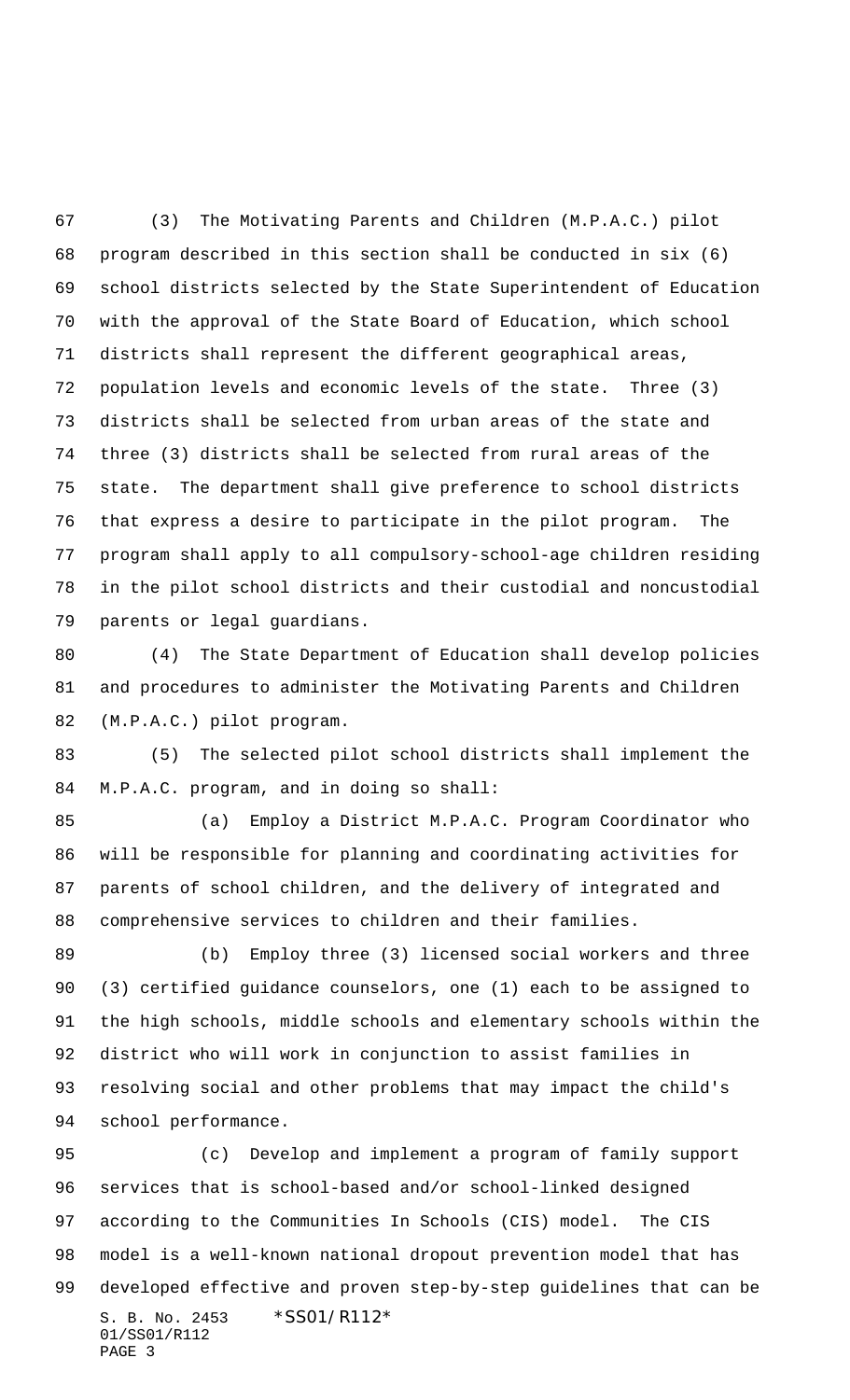(3) The Motivating Parents and Children (M.P.A.C.) pilot program described in this section shall be conducted in six (6) school districts selected by the State Superintendent of Education with the approval of the State Board of Education, which school districts shall represent the different geographical areas, population levels and economic levels of the state. Three (3) districts shall be selected from urban areas of the state and three (3) districts shall be selected from rural areas of the state. The department shall give preference to school districts that express a desire to participate in the pilot program. The program shall apply to all compulsory-school-age children residing in the pilot school districts and their custodial and noncustodial parents or legal guardians.

(4) The State Department of Education shall develop policies and procedures to administer the Motivating Parents and Children (M.P.A.C.) pilot program.

(5) The selected pilot school districts shall implement the M.P.A.C. program, and in doing so shall:

(a) Employ a District M.P.A.C. Program Coordinator who will be responsible for planning and coordinating activities for parents of school children, and the delivery of integrated and comprehensive services to children and their families.

(b) Employ three (3) licensed social workers and three (3) certified guidance counselors, one (1) each to be assigned to the high schools, middle schools and elementary schools within the district who will work in conjunction to assist families in resolving social and other problems that may impact the child's school performance.

(c) Develop and implement a program of family support services that is school-based and/or school-linked designed according to the Communities In Schools (CIS) model. The CIS model is a well-known national dropout prevention model that has developed effective and proven step-by-step guidelines that can be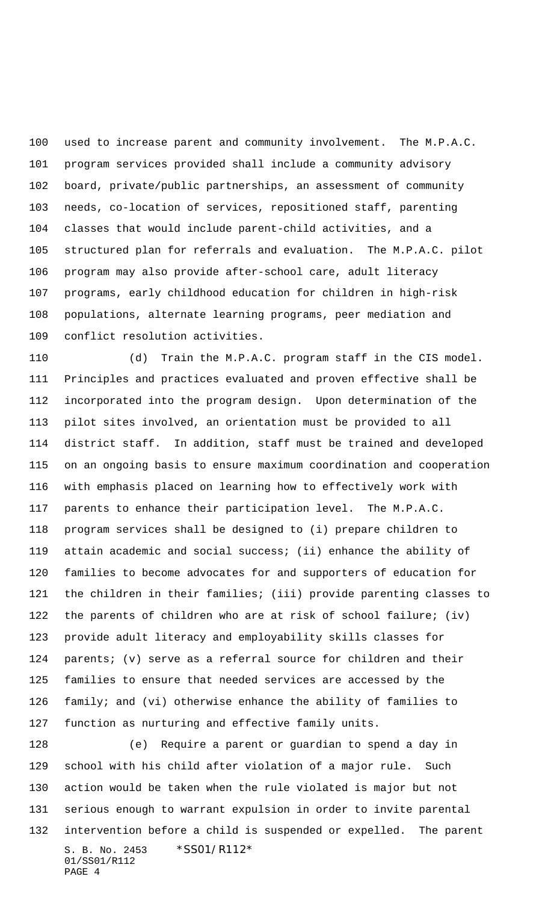used to increase parent and community involvement. The M.P.A.C. program services provided shall include a community advisory board, private/public partnerships, an assessment of community needs, co-location of services, repositioned staff, parenting classes that would include parent-child activities, and a structured plan for referrals and evaluation. The M.P.A.C. pilot program may also provide after-school care, adult literacy programs, early childhood education for children in high-risk populations, alternate learning programs, peer mediation and conflict resolution activities.

(d) Train the M.P.A.C. program staff in the CIS model. Principles and practices evaluated and proven effective shall be incorporated into the program design. Upon determination of the pilot sites involved, an orientation must be provided to all district staff. In addition, staff must be trained and developed on an ongoing basis to ensure maximum coordination and cooperation with emphasis placed on learning how to effectively work with parents to enhance their participation level. The M.P.A.C. program services shall be designed to (i) prepare children to attain academic and social success; (ii) enhance the ability of families to become advocates for and supporters of education for the children in their families; (iii) provide parenting classes to the parents of children who are at risk of school failure; (iv) provide adult literacy and employability skills classes for parents; (v) serve as a referral source for children and their families to ensure that needed services are accessed by the family; and (vi) otherwise enhance the ability of families to function as nurturing and effective family units.

(e) Require a parent or guardian to spend a day in school with his child after violation of a major rule. Such action would be taken when the rule violated is major but not serious enough to warrant expulsion in order to invite parental intervention before a child is suspended or expelled. The parent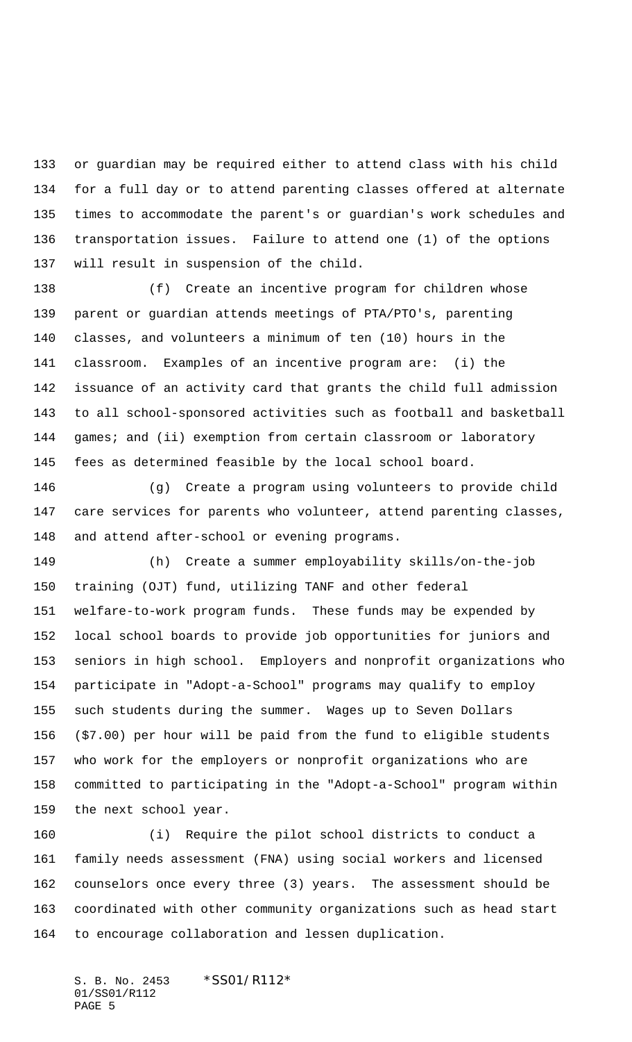or guardian may be required either to attend class with his child for a full day or to attend parenting classes offered at alternate times to accommodate the parent's or guardian's work schedules and transportation issues. Failure to attend one (1) of the options will result in suspension of the child.

(f) Create an incentive program for children whose parent or guardian attends meetings of PTA/PTO's, parenting classes, and volunteers a minimum of ten (10) hours in the classroom. Examples of an incentive program are: (i) the issuance of an activity card that grants the child full admission to all school-sponsored activities such as football and basketball games; and (ii) exemption from certain classroom or laboratory fees as determined feasible by the local school board.

(g) Create a program using volunteers to provide child care services for parents who volunteer, attend parenting classes, and attend after-school or evening programs.

(h) Create a summer employability skills/on-the-job training (OJT) fund, utilizing TANF and other federal welfare-to-work program funds. These funds may be expended by local school boards to provide job opportunities for juniors and seniors in high school. Employers and nonprofit organizations who participate in "Adopt-a-School" programs may qualify to employ such students during the summer. Wages up to Seven Dollars ($7.00) per hour will be paid from the fund to eligible students who work for the employers or nonprofit organizations who are committed to participating in the "Adopt-a-School" program within the next school year.

(i) Require the pilot school districts to conduct a family needs assessment (FNA) using social workers and licensed counselors once every three (3) years. The assessment should be coordinated with other community organizations such as head start to encourage collaboration and lessen duplication.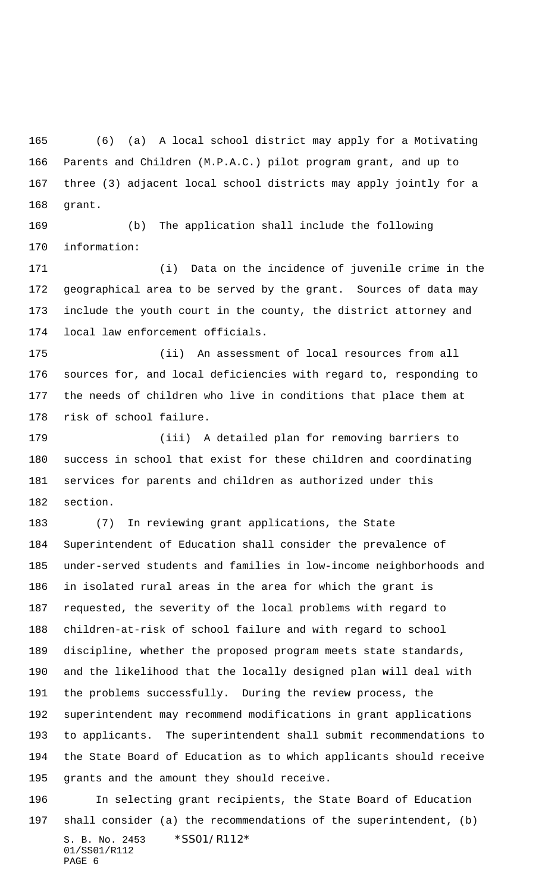(6) (a) A local school district may apply for a Motivating Parents and Children (M.P.A.C.) pilot program grant, and up to three (3) adjacent local school districts may apply jointly for a grant.

(b) The application shall include the following information:

(i) Data on the incidence of juvenile crime in the geographical area to be served by the grant. Sources of data may include the youth court in the county, the district attorney and local law enforcement officials.

(ii) An assessment of local resources from all sources for, and local deficiencies with regard to, responding to the needs of children who live in conditions that place them at risk of school failure.

(iii) A detailed plan for removing barriers to success in school that exist for these children and coordinating services for parents and children as authorized under this section.

(7) In reviewing grant applications, the State Superintendent of Education shall consider the prevalence of under-served students and families in low-income neighborhoods and in isolated rural areas in the area for which the grant is requested, the severity of the local problems with regard to children-at-risk of school failure and with regard to school discipline, whether the proposed program meets state standards, and the likelihood that the locally designed plan will deal with the problems successfully. During the review process, the superintendent may recommend modifications in grant applications to applicants. The superintendent shall submit recommendations to the State Board of Education as to which applicants should receive grants and the amount they should receive.

In selecting grant recipients, the State Board of Education shall consider (a) the recommendations of the superintendent, (b)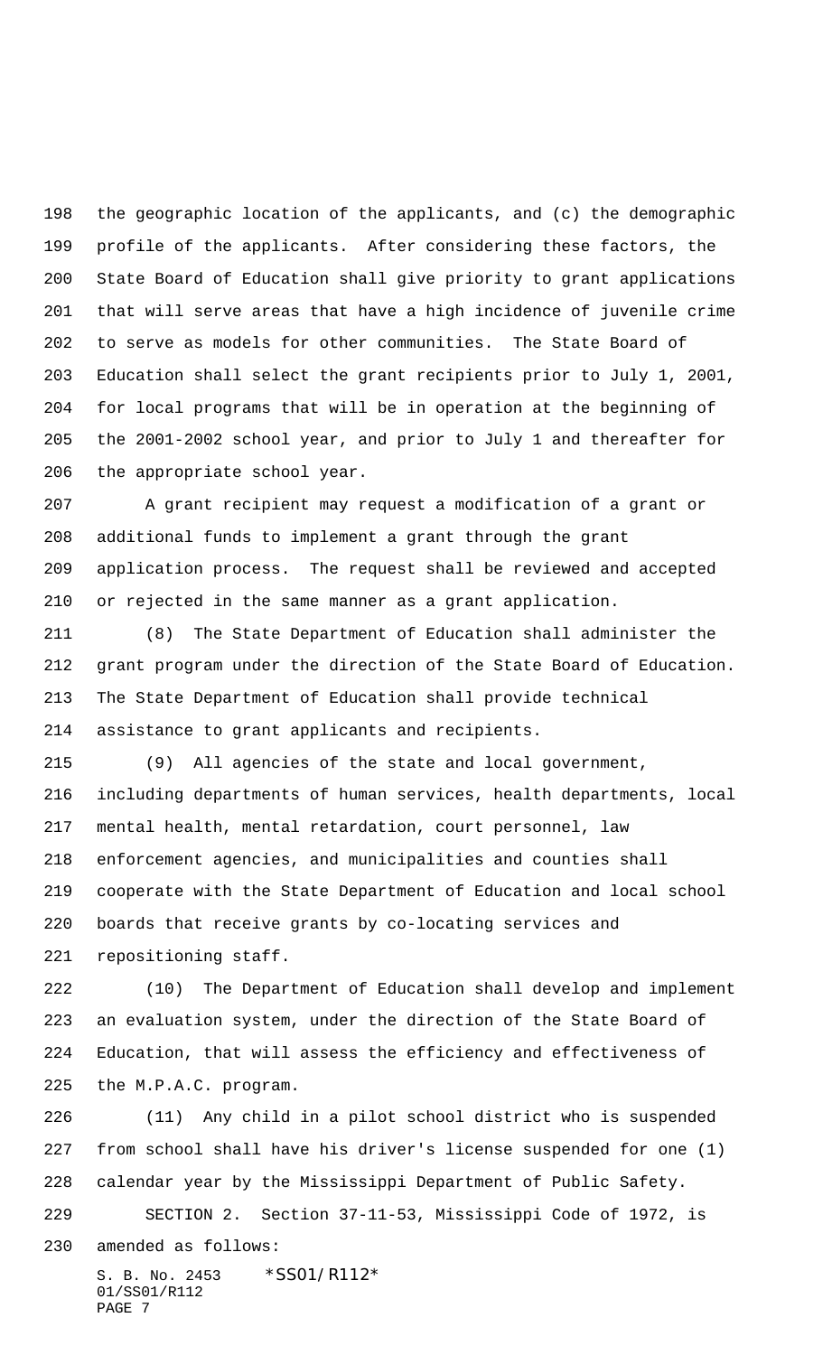the geographic location of the applicants, and (c) the demographic profile of the applicants. After considering these factors, the State Board of Education shall give priority to grant applications that will serve areas that have a high incidence of juvenile crime to serve as models for other communities. The State Board of Education shall select the grant recipients prior to July 1, 2001, for local programs that will be in operation at the beginning of the 2001-2002 school year, and prior to July 1 and thereafter for the appropriate school year.

A grant recipient may request a modification of a grant or additional funds to implement a grant through the grant application process. The request shall be reviewed and accepted or rejected in the same manner as a grant application.

(8) The State Department of Education shall administer the grant program under the direction of the State Board of Education. The State Department of Education shall provide technical assistance to grant applicants and recipients.

(9) All agencies of the state and local government, including departments of human services, health departments, local mental health, mental retardation, court personnel, law enforcement agencies, and municipalities and counties shall cooperate with the State Department of Education and local school boards that receive grants by co-locating services and repositioning staff.

(10) The Department of Education shall develop and implement an evaluation system, under the direction of the State Board of Education, that will assess the efficiency and effectiveness of the M.P.A.C. program.

(11) Any child in a pilot school district who is suspended from school shall have his driver's license suspended for one (1) calendar year by the Mississippi Department of Public Safety.

SECTION 2. Section 37-11-53, Mississippi Code of 1972, is amended as follows: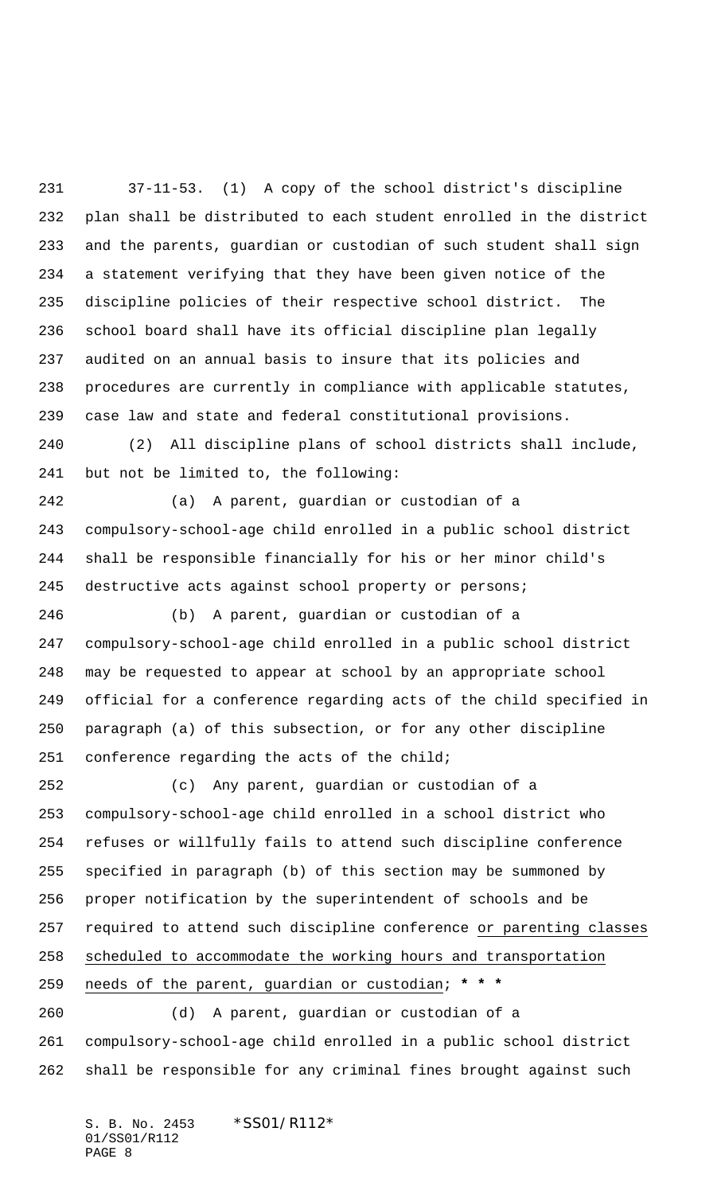37-11-53. (1) A copy of the school district's discipline plan shall be distributed to each student enrolled in the district and the parents, guardian or custodian of such student shall sign a statement verifying that they have been given notice of the discipline policies of their respective school district. The school board shall have its official discipline plan legally audited on an annual basis to insure that its policies and procedures are currently in compliance with applicable statutes, case law and state and federal constitutional provisions.

(2) All discipline plans of school districts shall include, but not be limited to, the following:

(a) A parent, guardian or custodian of a compulsory-school-age child enrolled in a public school district shall be responsible financially for his or her minor child's destructive acts against school property or persons;

(b) A parent, guardian or custodian of a compulsory-school-age child enrolled in a public school district may be requested to appear at school by an appropriate school official for a conference regarding acts of the child specified in paragraph (a) of this subsection, or for any other discipline conference regarding the acts of the child;

(c) Any parent, guardian or custodian of a compulsory-school-age child enrolled in a school district who refuses or willfully fails to attend such discipline conference specified in paragraph (b) of this section may be summoned by proper notification by the superintendent of schools and be required to attend such discipline conference <u>or parenting classes scheduled to accommodate the working hours and transportation needs of the parent, guardian or custodian</u>; **\* \* \***

(d) A parent, guardian or custodian of a compulsory-school-age child enrolled in a public school district shall be responsible for any criminal fines brought against such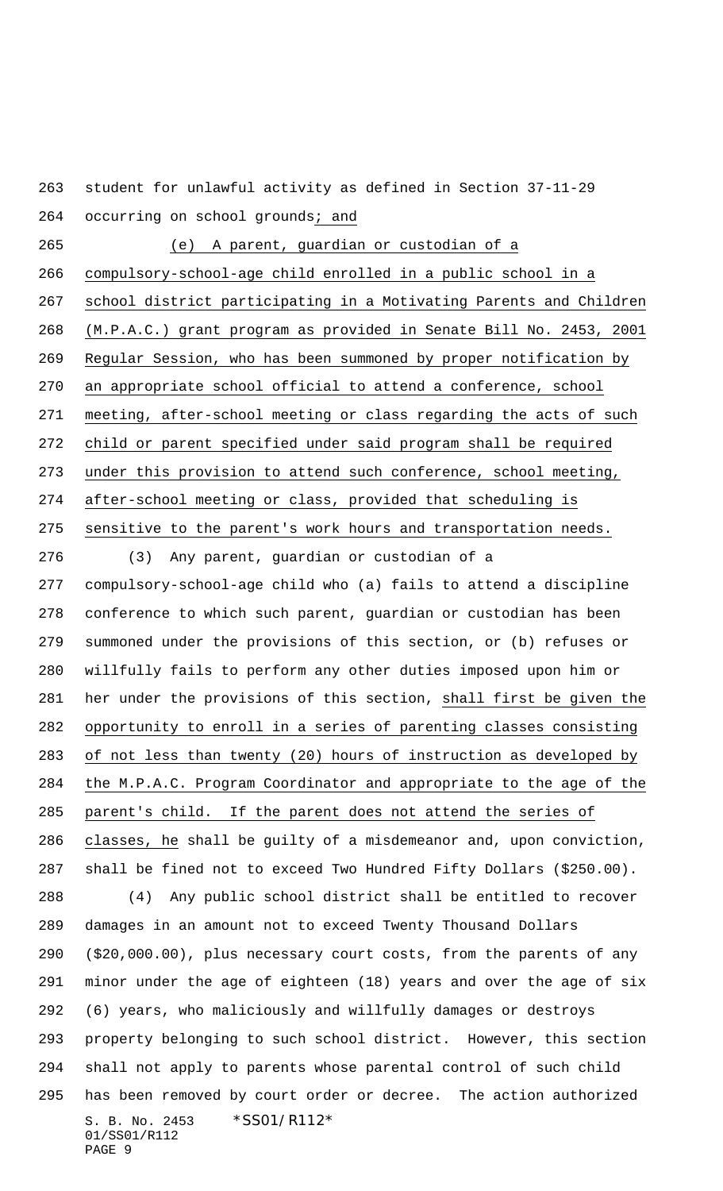student for unlawful activity as defined in Section 37-11-29 occurring on school grounds; and

(e) A parent, guardian or custodian of a compulsory-school-age child enrolled in a public school in a school district participating in a Motivating Parents and Children (M.P.A.C.) grant program as provided in Senate Bill No. 2453, 2001 Regular Session, who has been summoned by proper notification by an appropriate school official to attend a conference, school meeting, after-school meeting or class regarding the acts of such child or parent specified under said program shall be required under this provision to attend such conference, school meeting, after-school meeting or class, provided that scheduling is sensitive to the parent's work hours and transportation needs.

(3) Any parent, guardian or custodian of a compulsory-school-age child who (a) fails to attend a discipline conference to which such parent, guardian or custodian has been summoned under the provisions of this section, or (b) refuses or willfully fails to perform any other duties imposed upon him or her under the provisions of this section, shall first be given the opportunity to enroll in a series of parenting classes consisting of not less than twenty (20) hours of instruction as developed by the M.P.A.C. Program Coordinator and appropriate to the age of the parent's child. If the parent does not attend the series of classes, he shall be guilty of a misdemeanor and, upon conviction, shall be fined not to exceed Two Hundred Fifty Dollars ($250.00).

(4) Any public school district shall be entitled to recover damages in an amount not to exceed Twenty Thousand Dollars ($20,000.00), plus necessary court costs, from the parents of any minor under the age of eighteen (18) years and over the age of six (6) years, who maliciously and willfully damages or destroys property belonging to such school district. However, this section shall not apply to parents whose parental control of such child has been removed by court order or decree. The action authorized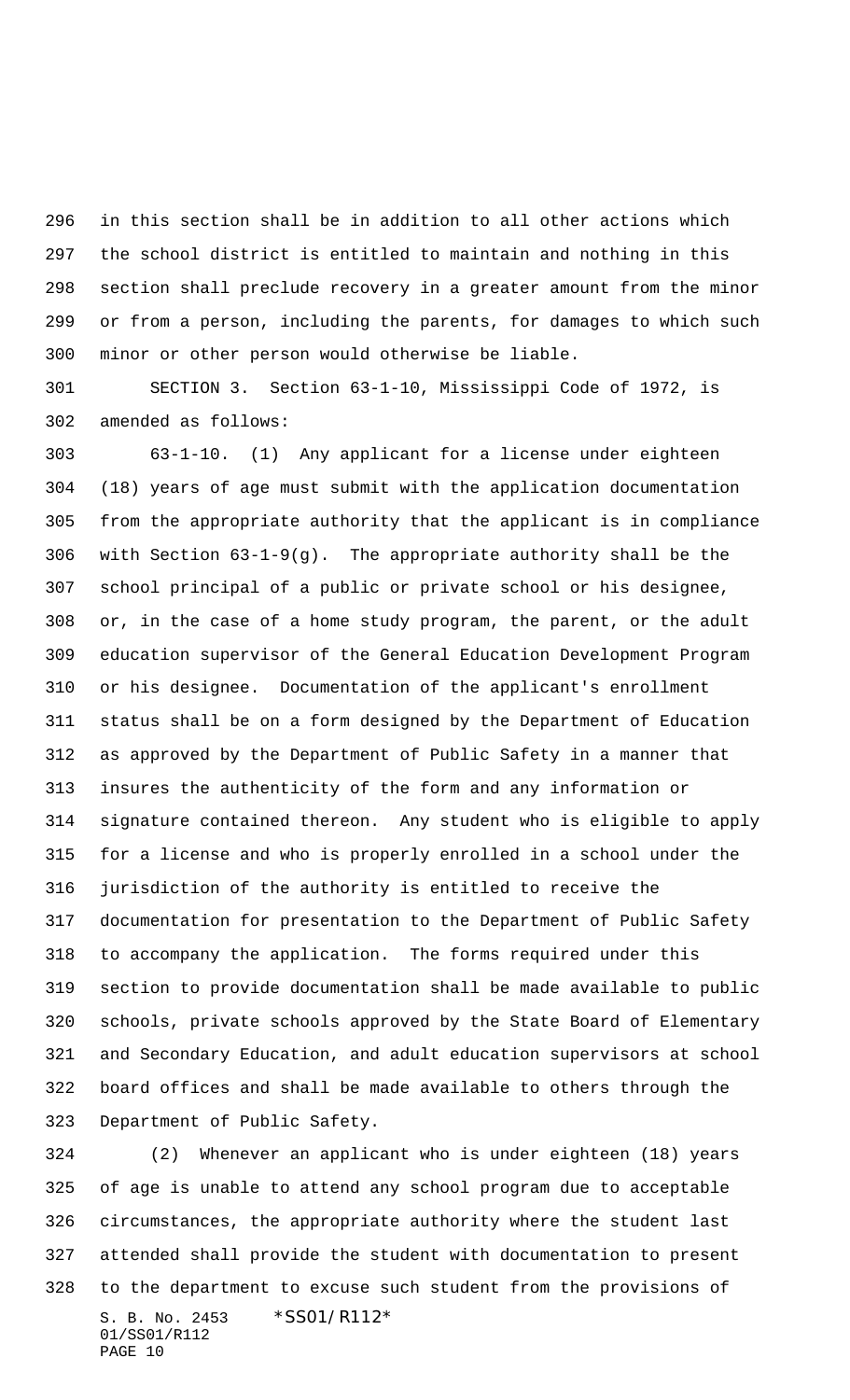in this section shall be in addition to all other actions which the school district is entitled to maintain and nothing in this section shall preclude recovery in a greater amount from the minor or from a person, including the parents, for damages to which such minor or other person would otherwise be liable.

SECTION 3. Section 63-1-10, Mississippi Code of 1972, is amended as follows:

63-1-10. (1) Any applicant for a license under eighteen (18) years of age must submit with the application documentation from the appropriate authority that the applicant is in compliance with Section 63-1-9(g). The appropriate authority shall be the school principal of a public or private school or his designee, or, in the case of a home study program, the parent, or the adult education supervisor of the General Education Development Program or his designee. Documentation of the applicant's enrollment status shall be on a form designed by the Department of Education as approved by the Department of Public Safety in a manner that insures the authenticity of the form and any information or signature contained thereon. Any student who is eligible to apply for a license and who is properly enrolled in a school under the jurisdiction of the authority is entitled to receive the documentation for presentation to the Department of Public Safety to accompany the application. The forms required under this section to provide documentation shall be made available to public schools, private schools approved by the State Board of Elementary and Secondary Education, and adult education supervisors at school board offices and shall be made available to others through the Department of Public Safety.

(2) Whenever an applicant who is under eighteen (18) years of age is unable to attend any school program due to acceptable circumstances, the appropriate authority where the student last attended shall provide the student with documentation to present to the department to excuse such student from the provisions of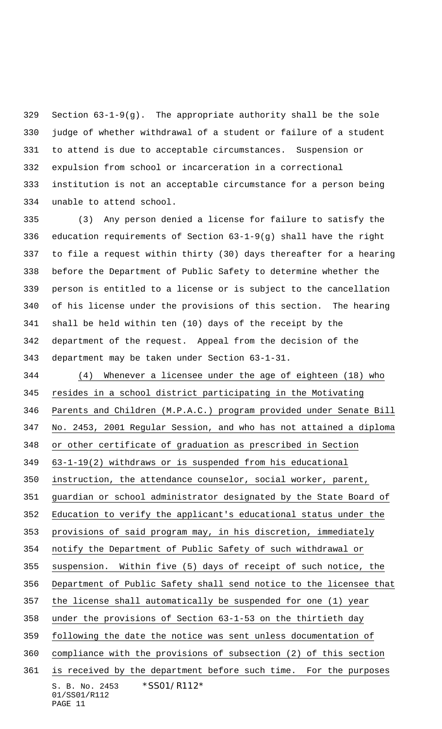Section 63-1-9(g). The appropriate authority shall be the sole judge of whether withdrawal of a student or failure of a student to attend is due to acceptable circumstances. Suspension or expulsion from school or incarceration in a correctional institution is not an acceptable circumstance for a person being unable to attend school.

(3) Any person denied a license for failure to satisfy the education requirements of Section 63-1-9(g) shall have the right to file a request within thirty (30) days thereafter for a hearing before the Department of Public Safety to determine whether the person is entitled to a license or is subject to the cancellation of his license under the provisions of this section. The hearing shall be held within ten (10) days of the receipt by the department of the request. Appeal from the decision of the department may be taken under Section 63-1-31.

<u>(4) Whenever a licensee under the age of eighteen (18) who resides in a school district participating in the Motivating Parents and Children (M.P.A.C.) program provided under Senate Bill No. 2453, 2001 Regular Session, and who has not attained a diploma or other certificate of graduation as prescribed in Section 63-1-19(2) withdraws or is suspended from his educational instruction, the attendance counselor, social worker, parent, guardian or school administrator designated by the State Board of Education to verify the applicant's educational status under the provisions of said program may, in his discretion, immediately notify the Department of Public Safety of such withdrawal or suspension. Within five (5) days of receipt of such notice, the Department of Public Safety shall send notice to the licensee that the license shall automatically be suspended for one (1) year under the provisions of Section 63-1-53 on the thirtieth day following the date the notice was sent unless documentation of compliance with the provisions of subsection (2) of this section is received by the department before such time. For the purposes</u>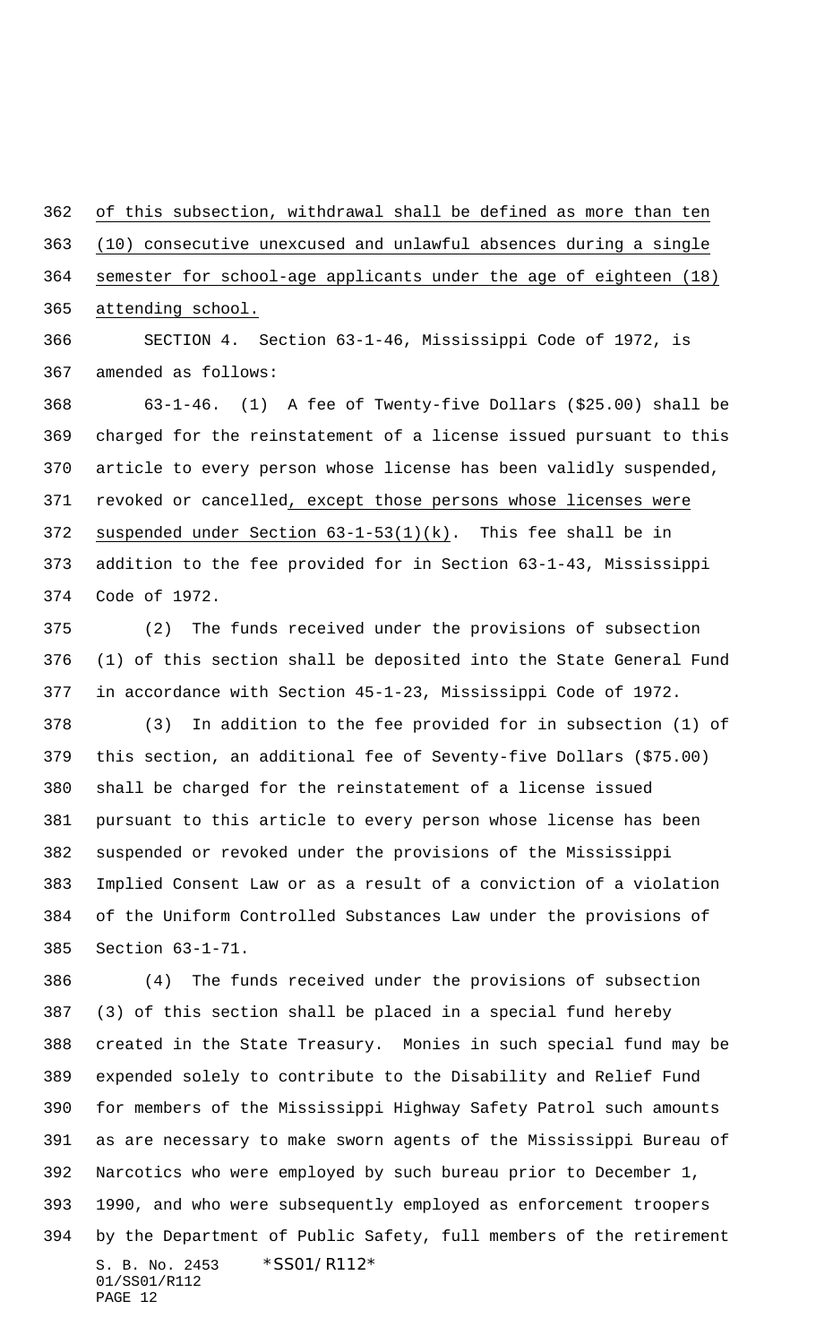of this subsection, withdrawal shall be defined as more than ten (10) consecutive unexcused and unlawful absences during a single semester for school-age applicants under the age of eighteen (18) attending school.

SECTION 4. Section 63-1-46, Mississippi Code of 1972, is amended as follows:

63-1-46. (1) A fee of Twenty-five Dollars ($25.00) shall be charged for the reinstatement of a license issued pursuant to this article to every person whose license has been validly suspended, revoked or cancelled, except those persons whose licenses were suspended under Section 63-1-53(1)(k). This fee shall be in addition to the fee provided for in Section 63-1-43, Mississippi Code of 1972.

(2) The funds received under the provisions of subsection (1) of this section shall be deposited into the State General Fund in accordance with Section 45-1-23, Mississippi Code of 1972.

(3) In addition to the fee provided for in subsection (1) of this section, an additional fee of Seventy-five Dollars ($75.00) shall be charged for the reinstatement of a license issued pursuant to this article to every person whose license has been suspended or revoked under the provisions of the Mississippi Implied Consent Law or as a result of a conviction of a violation of the Uniform Controlled Substances Law under the provisions of Section 63-1-71.

(4) The funds received under the provisions of subsection (3) of this section shall be placed in a special fund hereby created in the State Treasury. Monies in such special fund may be expended solely to contribute to the Disability and Relief Fund for members of the Mississippi Highway Safety Patrol such amounts as are necessary to make sworn agents of the Mississippi Bureau of Narcotics who were employed by such bureau prior to December 1, 1990, and who were subsequently employed as enforcement troopers by the Department of Public Safety, full members of the retirement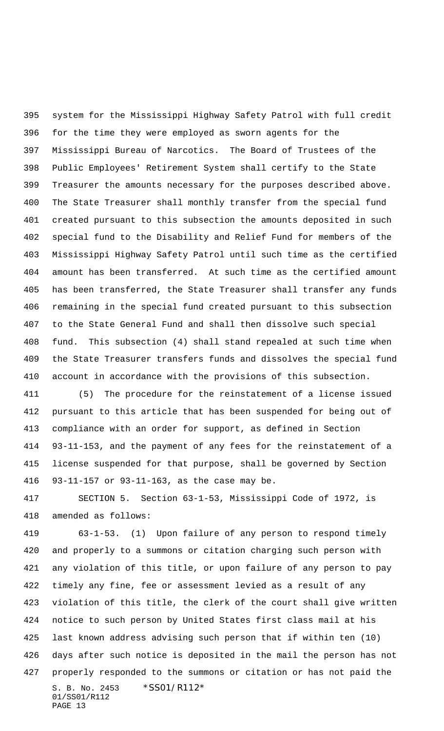system for the Mississippi Highway Safety Patrol with full credit for the time they were employed as sworn agents for the Mississippi Bureau of Narcotics. The Board of Trustees of the Public Employees' Retirement System shall certify to the State Treasurer the amounts necessary for the purposes described above. The State Treasurer shall monthly transfer from the special fund created pursuant to this subsection the amounts deposited in such special fund to the Disability and Relief Fund for members of the Mississippi Highway Safety Patrol until such time as the certified amount has been transferred. At such time as the certified amount has been transferred, the State Treasurer shall transfer any funds remaining in the special fund created pursuant to this subsection to the State General Fund and shall then dissolve such special fund. This subsection (4) shall stand repealed at such time when the State Treasurer transfers funds and dissolves the special fund account in accordance with the provisions of this subsection.

(5) The procedure for the reinstatement of a license issued pursuant to this article that has been suspended for being out of compliance with an order for support, as defined in Section 93-11-153, and the payment of any fees for the reinstatement of a license suspended for that purpose, shall be governed by Section 93-11-157 or 93-11-163, as the case may be.

SECTION 5. Section 63-1-53, Mississippi Code of 1972, is amended as follows:

63-1-53. (1) Upon failure of any person to respond timely and properly to a summons or citation charging such person with any violation of this title, or upon failure of any person to pay timely any fine, fee or assessment levied as a result of any violation of this title, the clerk of the court shall give written notice to such person by United States first class mail at his last known address advising such person that if within ten (10) days after such notice is deposited in the mail the person has not properly responded to the summons or citation or has not paid the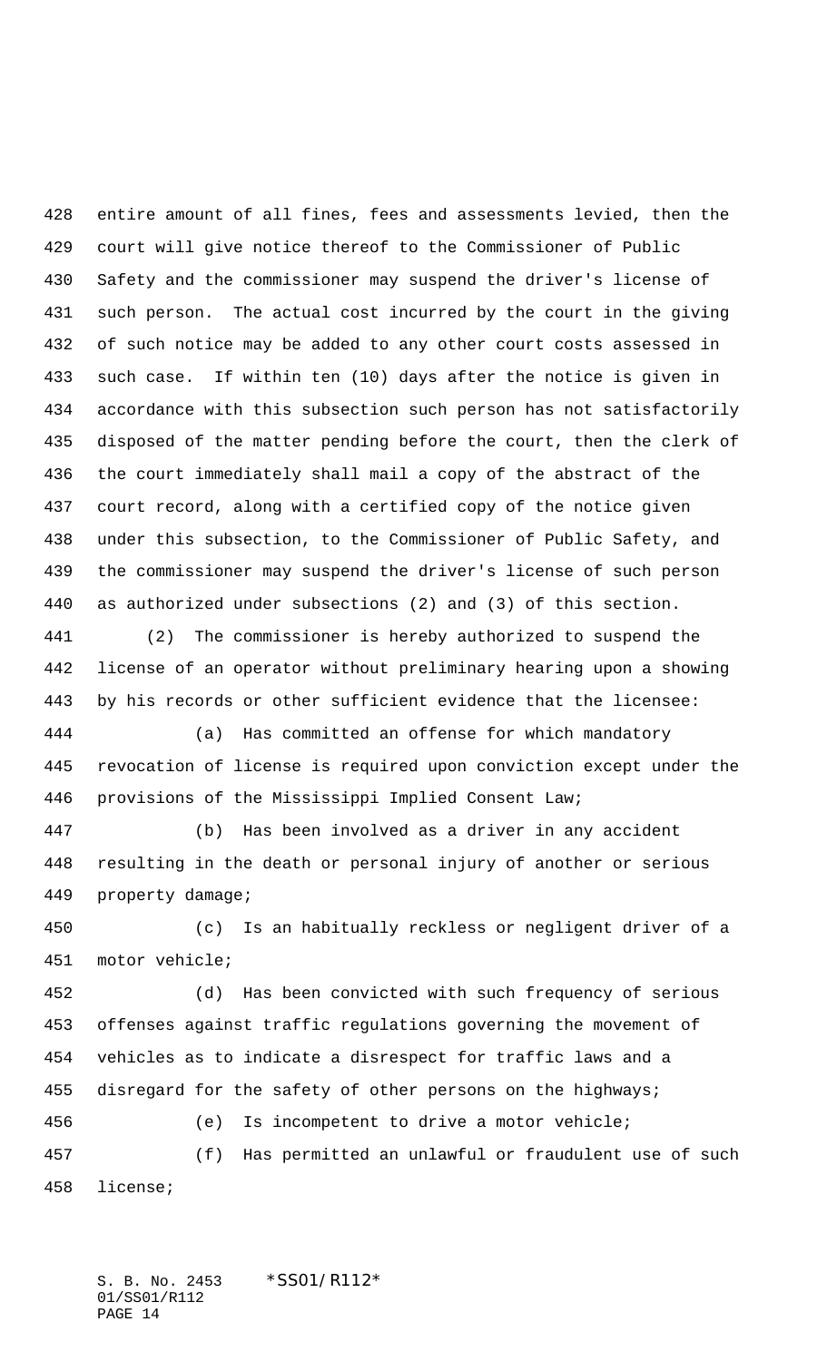entire amount of all fines, fees and assessments levied, then the court will give notice thereof to the Commissioner of Public Safety and the commissioner may suspend the driver's license of such person. The actual cost incurred by the court in the giving of such notice may be added to any other court costs assessed in such case. If within ten (10) days after the notice is given in accordance with this subsection such person has not satisfactorily disposed of the matter pending before the court, then the clerk of the court immediately shall mail a copy of the abstract of the court record, along with a certified copy of the notice given under this subsection, to the Commissioner of Public Safety, and the commissioner may suspend the driver's license of such person as authorized under subsections (2) and (3) of this section.

(2) The commissioner is hereby authorized to suspend the license of an operator without preliminary hearing upon a showing by his records or other sufficient evidence that the licensee:

(a) Has committed an offense for which mandatory revocation of license is required upon conviction except under the provisions of the Mississippi Implied Consent Law;

(b) Has been involved as a driver in any accident resulting in the death or personal injury of another or serious property damage;

(c) Is an habitually reckless or negligent driver of a motor vehicle;

(d) Has been convicted with such frequency of serious offenses against traffic regulations governing the movement of vehicles as to indicate a disrespect for traffic laws and a disregard for the safety of other persons on the highways;

(e) Is incompetent to drive a motor vehicle;

(f) Has permitted an unlawful or fraudulent use of such license;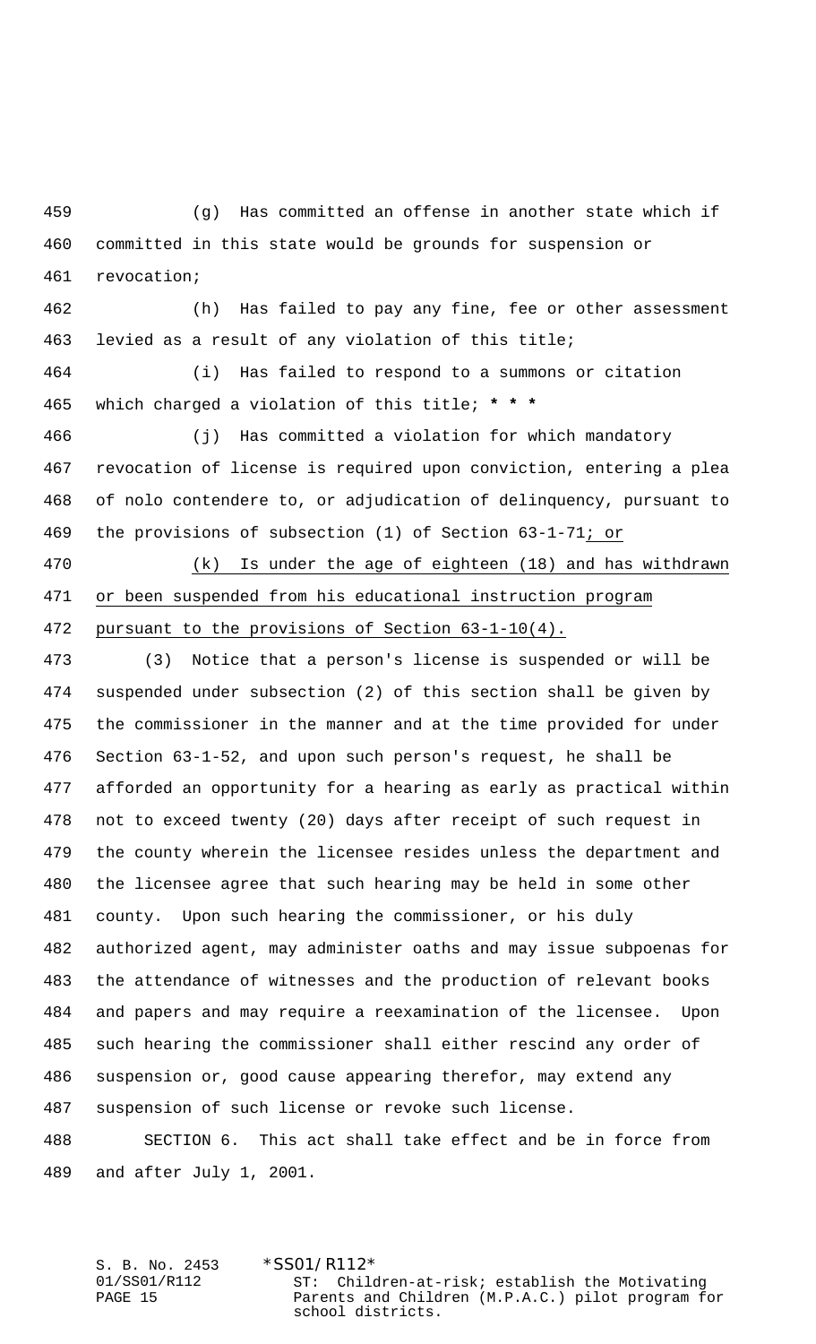(g) Has committed an offense in another state which if committed in this state would be grounds for suspension or revocation;

(h) Has failed to pay any fine, fee or other assessment levied as a result of any violation of this title;

(i) Has failed to respond to a summons or citation which charged a violation of this title; * * *

(j) Has committed a violation for which mandatory revocation of license is required upon conviction, entering a plea of nolo contendere to, or adjudication of delinquency, pursuant to the provisions of subsection (1) of Section 63-1-71; or

(k) Is under the age of eighteen (18) and has withdrawn or been suspended from his educational instruction program pursuant to the provisions of Section 63-1-10(4).

(3) Notice that a person's license is suspended or will be suspended under subsection (2) of this section shall be given by the commissioner in the manner and at the time provided for under Section 63-1-52, and upon such person's request, he shall be afforded an opportunity for a hearing as early as practical within not to exceed twenty (20) days after receipt of such request in the county wherein the licensee resides unless the department and the licensee agree that such hearing may be held in some other county. Upon such hearing the commissioner, or his duly authorized agent, may administer oaths and may issue subpoenas for the attendance of witnesses and the production of relevant books and papers and may require a reexamination of the licensee. Upon such hearing the commissioner shall either rescind any order of suspension or, good cause appearing therefor, may extend any suspension of such license or revoke such license.

SECTION 6. This act shall take effect and be in force from and after July 1, 2001.